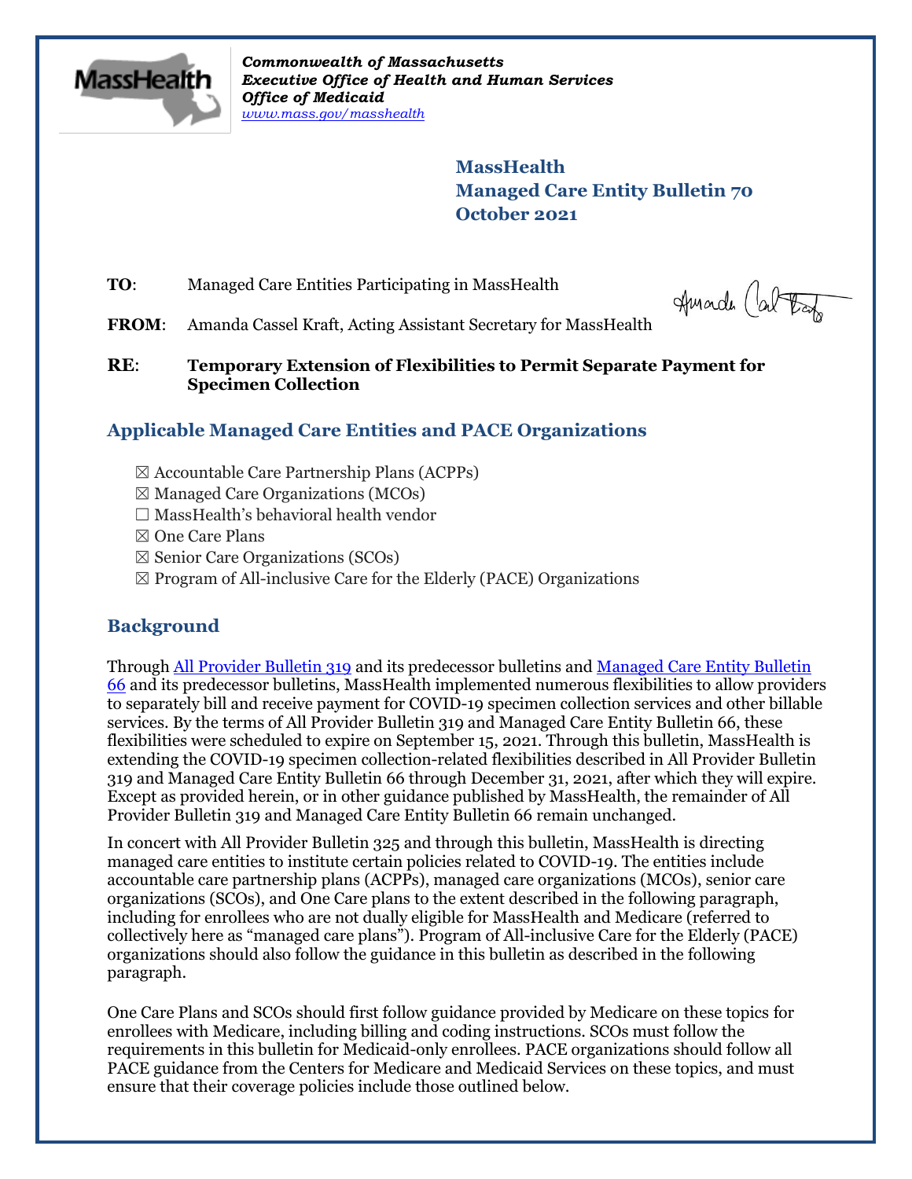*Commonwealth of Massachusetts*
*Executive Office of Health and Human Services*
*Office of Medicaid*
*www.mass.gov/masshealth*

# MassHealth
# Managed Care Entity Bulletin 70
# October 2021

**TO**: Managed Care Entities Participating in MassHealth

**FROM**: Amanda Cassel Kraft, Acting Assistant Secretary for MassHealth

**RE**: **Temporary Extension of Flexibilities to Permit Separate Payment for Specimen Collection**

## Applicable Managed Care Entities and PACE Organizations

☒ Accountable Care Partnership Plans (ACPPs)
☒ Managed Care Organizations (MCOs)
☐ MassHealth's behavioral health vendor
☒ One Care Plans
☒ Senior Care Organizations (SCOs)
☒ Program of All-inclusive Care for the Elderly (PACE) Organizations

## Background

Through All Provider Bulletin 319 and its predecessor bulletins and Managed Care Entity Bulletin 66 and its predecessor bulletins, MassHealth implemented numerous flexibilities to allow providers to separately bill and receive payment for COVID-19 specimen collection services and other billable services. By the terms of All Provider Bulletin 319 and Managed Care Entity Bulletin 66, these flexibilities were scheduled to expire on September 15, 2021. Through this bulletin, MassHealth is extending the COVID-19 specimen collection-related flexibilities described in All Provider Bulletin 319 and Managed Care Entity Bulletin 66 through December 31, 2021, after which they will expire. Except as provided herein, or in other guidance published by MassHealth, the remainder of All Provider Bulletin 319 and Managed Care Entity Bulletin 66 remain unchanged.

In concert with All Provider Bulletin 325 and through this bulletin, MassHealth is directing managed care entities to institute certain policies related to COVID-19. The entities include accountable care partnership plans (ACPPs), managed care organizations (MCOs), senior care organizations (SCOs), and One Care plans to the extent described in the following paragraph, including for enrollees who are not dually eligible for MassHealth and Medicare (referred to collectively here as "managed care plans"). Program of All-inclusive Care for the Elderly (PACE) organizations should also follow the guidance in this bulletin as described in the following paragraph.

One Care Plans and SCOs should first follow guidance provided by Medicare on these topics for enrollees with Medicare, including billing and coding instructions. SCOs must follow the requirements in this bulletin for Medicaid-only enrollees. PACE organizations should follow all PACE guidance from the Centers for Medicare and Medicaid Services on these topics, and must ensure that their coverage policies include those outlined below.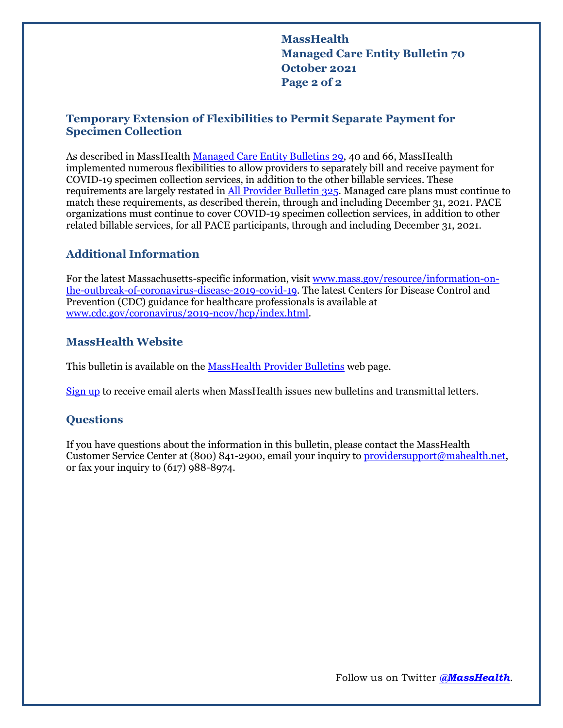## Temporary Extension of Flexibilities to Permit Separate Payment for Specimen Collection

As described in MassHealth Managed Care Entity Bulletins 29, 40 and 66, MassHealth implemented numerous flexibilities to allow providers to separately bill and receive payment for COVID-19 specimen collection services, in addition to the other billable services. These requirements are largely restated in All Provider Bulletin 325. Managed care plans must continue to match these requirements, as described therein, through and including December 31, 2021. PACE organizations must continue to cover COVID-19 specimen collection services, in addition to other related billable services, for all PACE participants, through and including December 31, 2021.

## Additional Information

For the latest Massachusetts-specific information, visit www.mass.gov/resource/information-on-the-outbreak-of-coronavirus-disease-2019-covid-19. The latest Centers for Disease Control and Prevention (CDC) guidance for healthcare professionals is available at www.cdc.gov/coronavirus/2019-ncov/hcp/index.html.

## MassHealth Website

This bulletin is available on the MassHealth Provider Bulletins web page.

Sign up to receive email alerts when MassHealth issues new bulletins and transmittal letters.

## Questions

If you have questions about the information in this bulletin, please contact the MassHealth Customer Service Center at (800) 841-2900, email your inquiry to providersupport@mahealth.net, or fax your inquiry to (617) 988-8974.

Follow us on Twitter ***@MassHealth***.